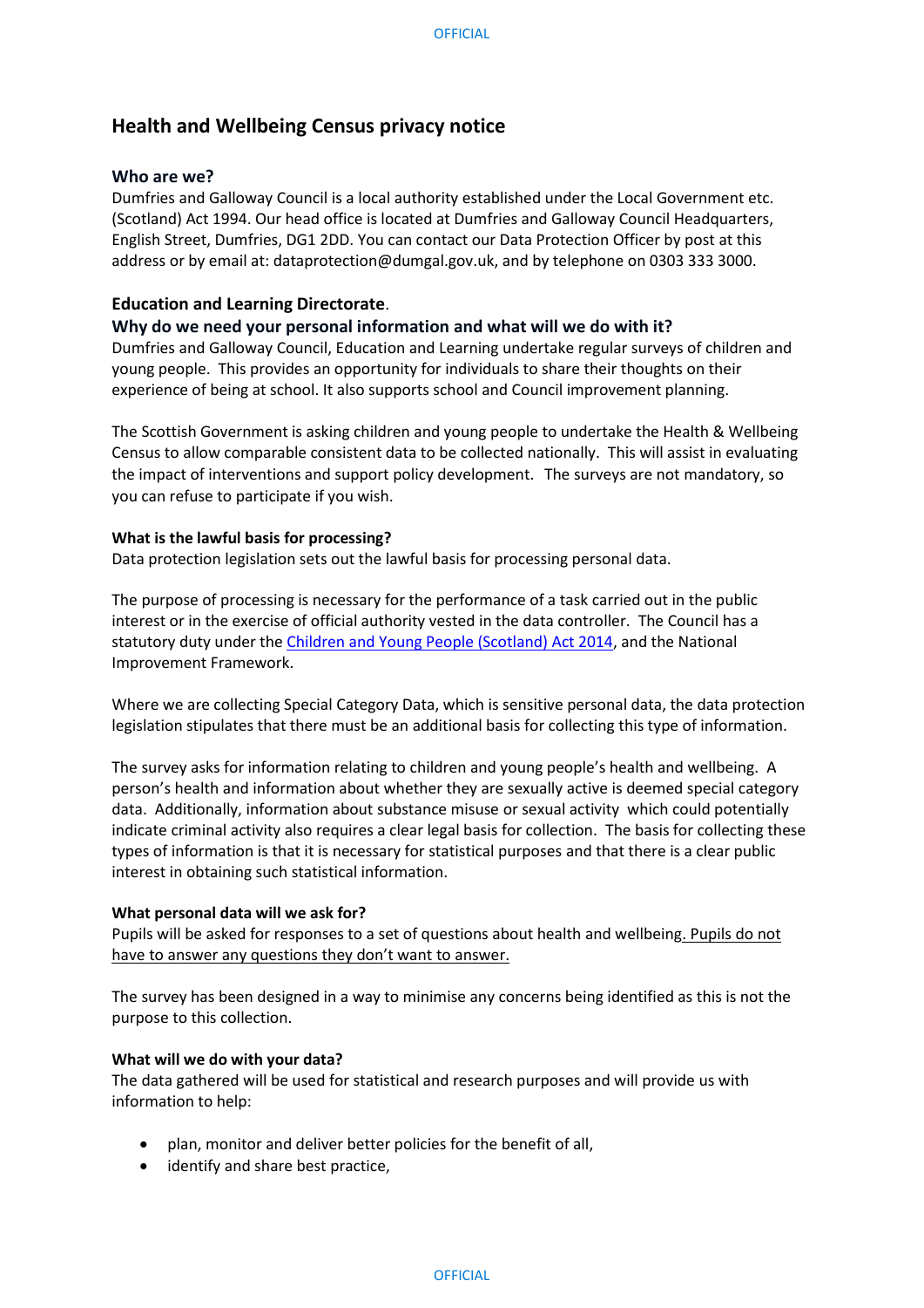# Health and Wellbeing Census privacy notice

## Who are we?

Dumfries and Galloway Council is a local authority established under the Local Government etc. (Scotland) Act 1994. Our head office is located at Dumfries and Galloway Council Headquarters, English Street, Dumfries, DG1 2DD. You can contact our Data Protection Officer by post at this address or by email at: dataprotection@dumgal.gov.uk, and by telephone on 0303 333 3000.

## Education and Learning Directorate.

## Why do we need your personal information and what will we do with it?

Dumfries and Galloway Council, Education and Learning undertake regular surveys of children and young people. This provides an opportunity for individuals to share their thoughts on their experience of being at school. It also supports school and Council improvement planning.

The Scottish Government is asking children and young people to undertake the Health & Wellbeing Census to allow comparable consistent data to be collected nationally. This will assist in evaluating the impact of interventions and support policy development. The surveys are not mandatory, so you can refuse to participate if you wish.

### What is the lawful basis for processing?

Data protection legislation sets out the lawful basis for processing personal data.

The purpose of processing is necessary for the performance of a task carried out in the public interest or in the exercise of official authority vested in the data controller. The Council has a statutory duty under the Children and Young People (Scotland) Act 2014, and the National Improvement Framework.

Where we are collecting Special Category Data, which is sensitive personal data, the data protection legislation stipulates that there must be an additional basis for collecting this type of information.

The survey asks for information relating to children and young people's health and wellbeing. A person's health and information about whether they are sexually active is deemed special category data. Additionally, information about substance misuse or sexual activity which could potentially indicate criminal activity also requires a clear legal basis for collection. The basis for collecting these types of information is that it is necessary for statistical purposes and that there is a clear public interest in obtaining such statistical information.

### What personal data will we ask for?

Pupils will be asked for responses to a set of questions about health and wellbeing. Pupils do not have to answer any questions they don't want to answer.

The survey has been designed in a way to minimise any concerns being identified as this is not the purpose to this collection.

### What will we do with your data?

The data gathered will be used for statistical and research purposes and will provide us with information to help:

- plan, monitor and deliver better policies for the benefit of all,
- identify and share best practice,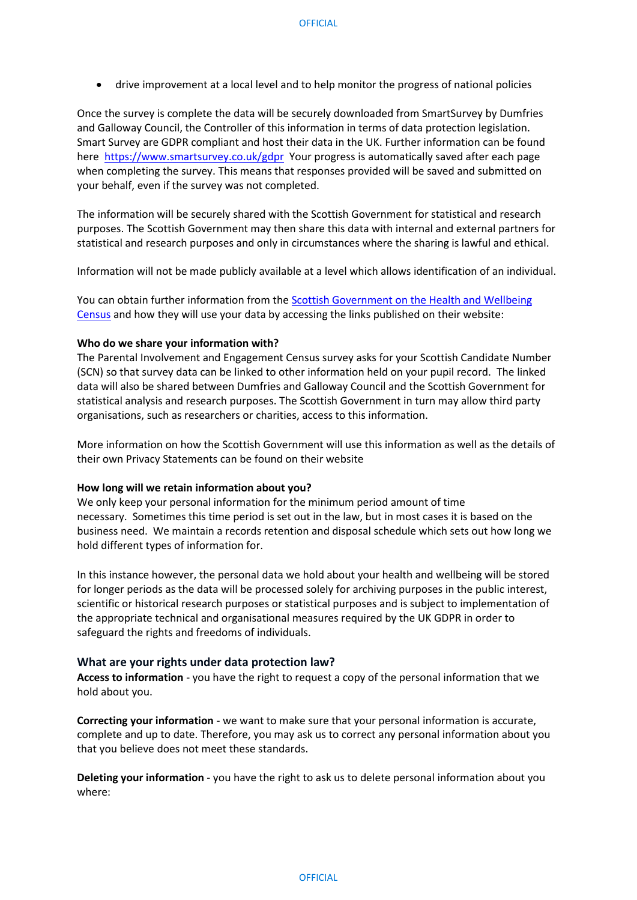- drive improvement at a local level and to help monitor the progress of national policies

Once the survey is complete the data will be securely downloaded from SmartSurvey by Dumfries and Galloway Council, the Controller of this information in terms of data protection legislation. Smart Survey are GDPR compliant and host their data in the UK. Further information can be found here [https://www.smartsurvey.co.uk/gdpr](https://www.smartsurvey.co.uk/gdpr) Your progress is automatically saved after each page when completing the survey. This means that responses provided will be saved and submitted on your behalf, even if the survey was not completed.

The information will be securely shared with the Scottish Government for statistical and research purposes. The Scottish Government may then share this data with internal and external partners for statistical and research purposes and only in circumstances where the sharing is lawful and ethical.

Information will not be made publicly available at a level which allows identification of an individual.

You can obtain further information from the Scottish Government on the Health and Wellbeing Census and how they will use your data by accessing the links published on their website:

**Who do we share your information with?**

The Parental Involvement and Engagement Census survey asks for your Scottish Candidate Number (SCN) so that survey data can be linked to other information held on your pupil record. The linked data will also be shared between Dumfries and Galloway Council and the Scottish Government for statistical analysis and research purposes. The Scottish Government in turn may allow third party organisations, such as researchers or charities, access to this information.

More information on how the Scottish Government will use this information as well as the details of their own Privacy Statements can be found on their website

**How long will we retain information about you?**

We only keep your personal information for the minimum period amount of time necessary. Sometimes this time period is set out in the law, but in most cases it is based on the business need. We maintain a records retention and disposal schedule which sets out how long we hold different types of information for.

In this instance however, the personal data we hold about your health and wellbeing will be stored for longer periods as the data will be processed solely for archiving purposes in the public interest, scientific or historical research purposes or statistical purposes and is subject to implementation of the appropriate technical and organisational measures required by the UK GDPR in order to safeguard the rights and freedoms of individuals.

### What are your rights under data protection law?

**Access to information** - you have the right to request a copy of the personal information that we hold about you.

**Correcting your information** - we want to make sure that your personal information is accurate, complete and up to date. Therefore, you may ask us to correct any personal information about you that you believe does not meet these standards.

**Deleting your information** - you have the right to ask us to delete personal information about you where: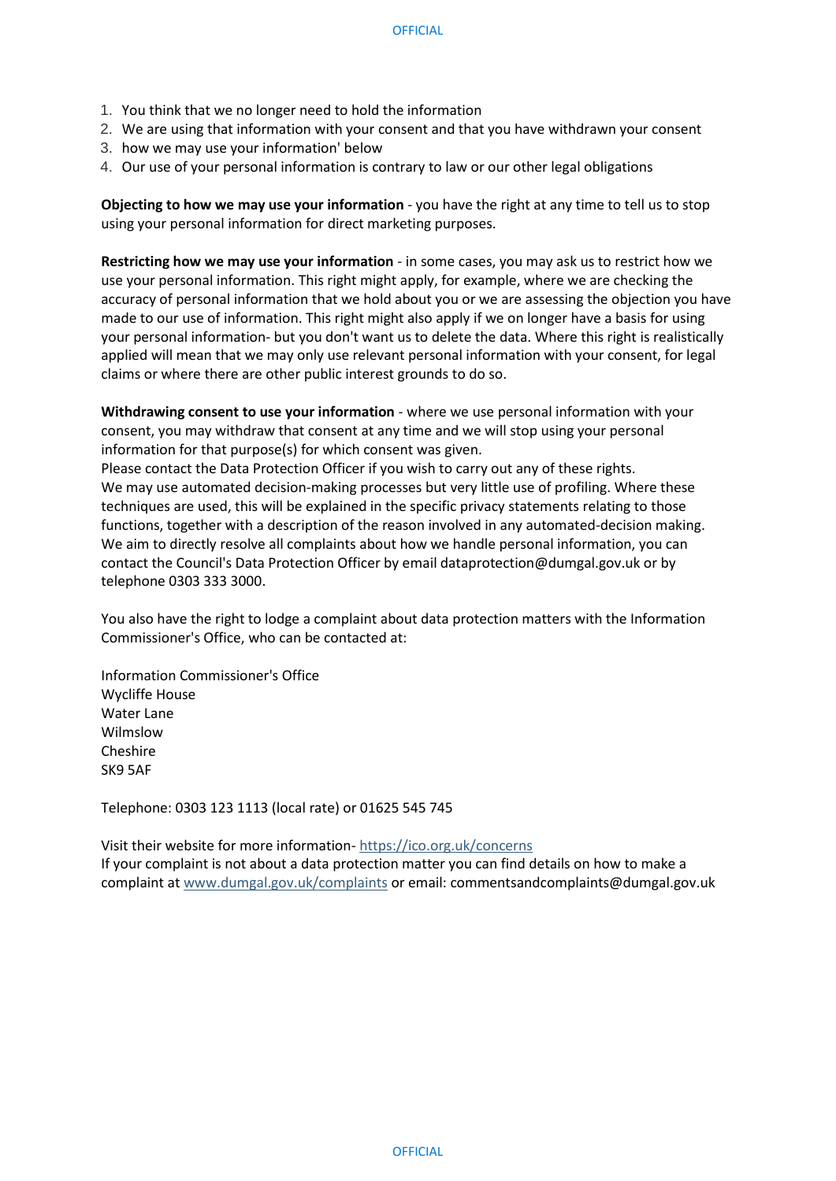1. You think that we no longer need to hold the information
2. We are using that information with your consent and that you have withdrawn your consent
3. how we may use your information' below
4. Our use of your personal information is contrary to law or our other legal obligations

**Objecting to how we may use your information** - you have the right at any time to tell us to stop using your personal information for direct marketing purposes.

**Restricting how we may use your information** - in some cases, you may ask us to restrict how we use your personal information. This right might apply, for example, where we are checking the accuracy of personal information that we hold about you or we are assessing the objection you have made to our use of information. This right might also apply if we on longer have a basis for using your personal information- but you don't want us to delete the data. Where this right is realistically applied will mean that we may only use relevant personal information with your consent, for legal claims or where there are other public interest grounds to do so.

**Withdrawing consent to use your information** - where we use personal information with your consent, you may withdraw that consent at any time and we will stop using your personal information for that purpose(s) for which consent was given.
Please contact the Data Protection Officer if you wish to carry out any of these rights.
We may use automated decision-making processes but very little use of profiling. Where these techniques are used, this will be explained in the specific privacy statements relating to those functions, together with a description of the reason involved in any automated-decision making.
We aim to directly resolve all complaints about how we handle personal information, you can contact the Council's Data Protection Officer by email dataprotection@dumgal.gov.uk or by telephone 0303 333 3000.

You also have the right to lodge a complaint about data protection matters with the Information Commissioner's Office, who can be contacted at:

Information Commissioner's Office
Wycliffe House
Water Lane
Wilmslow
Cheshire
SK9 5AF

Telephone: 0303 123 1113 (local rate) or 01625 545 745

Visit their website for more information- https://ico.org.uk/concerns
If your complaint is not about a data protection matter you can find details on how to make a complaint at www.dumgal.gov.uk/complaints or email: commentsandcomplaints@dumgal.gov.uk